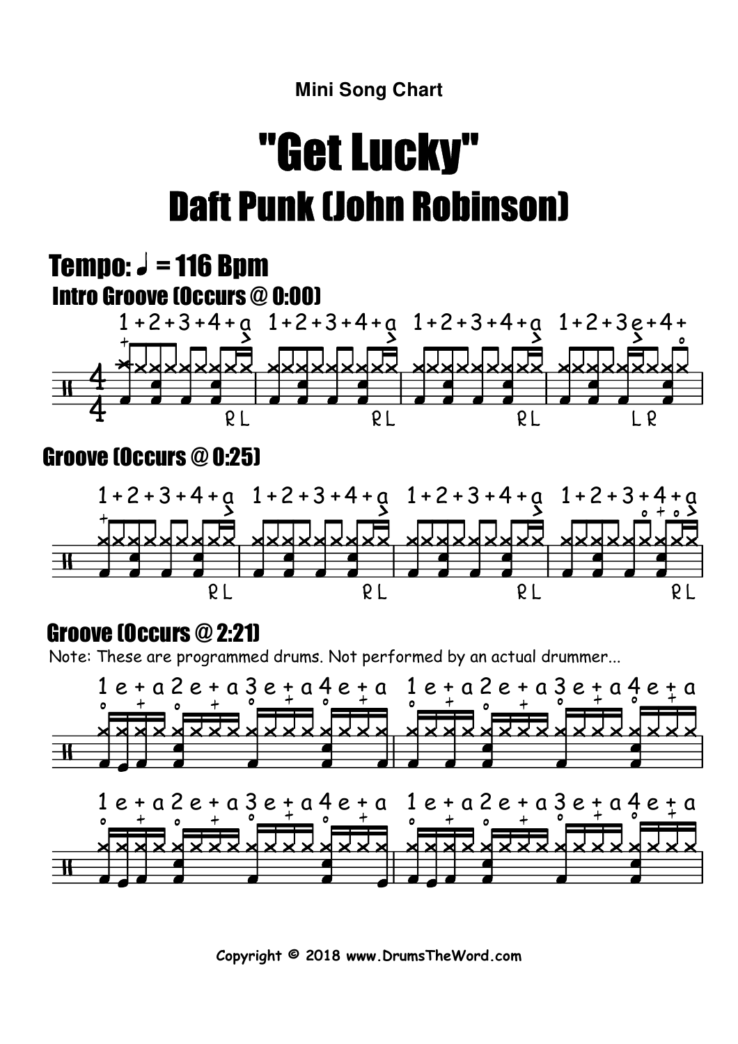Mini Song Chart

# "Get Lucky"

## Daft Punk (John Robinson)

### Tempo: ♩ = 116 Bpm

### Intro Groove (Occurs @ 0:00)

### Groove (Occurs @ 0:25)

### Groove (Occurs @ 2:21)

Note: These are programmed drums. Not performed by an actual drummer...

Copyright © 2018 www.DrumsTheWord.com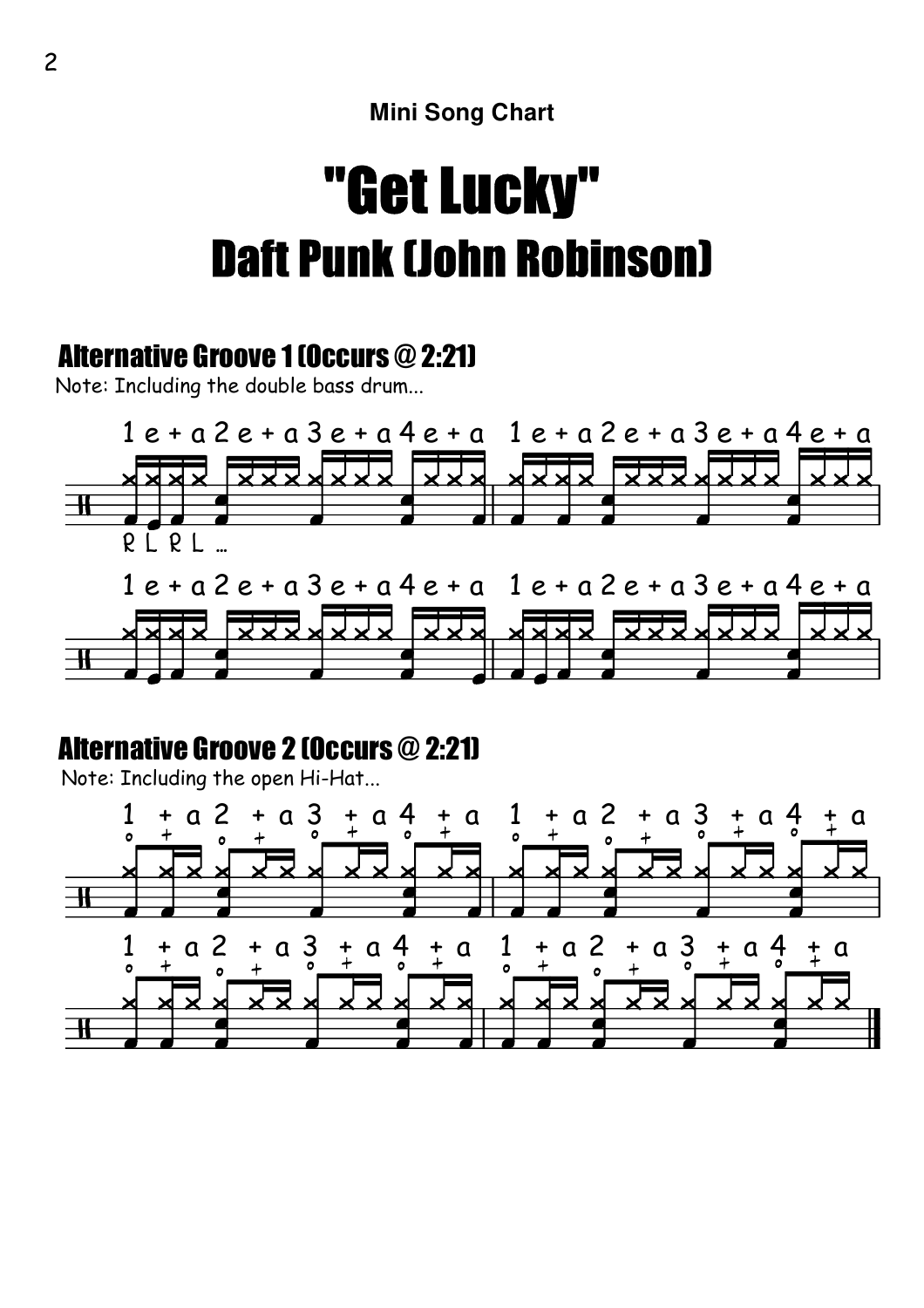**Mini Song Chart**

# "Get Lucky"

## Daft Punk (John Robinson)

### Alternative Groove 1 (Occurs @ 2:21)

Note: Including the double bass drum...

### Alternative Groove 2 (Occurs @ 2:21)

Note: Including the open Hi-Hat...